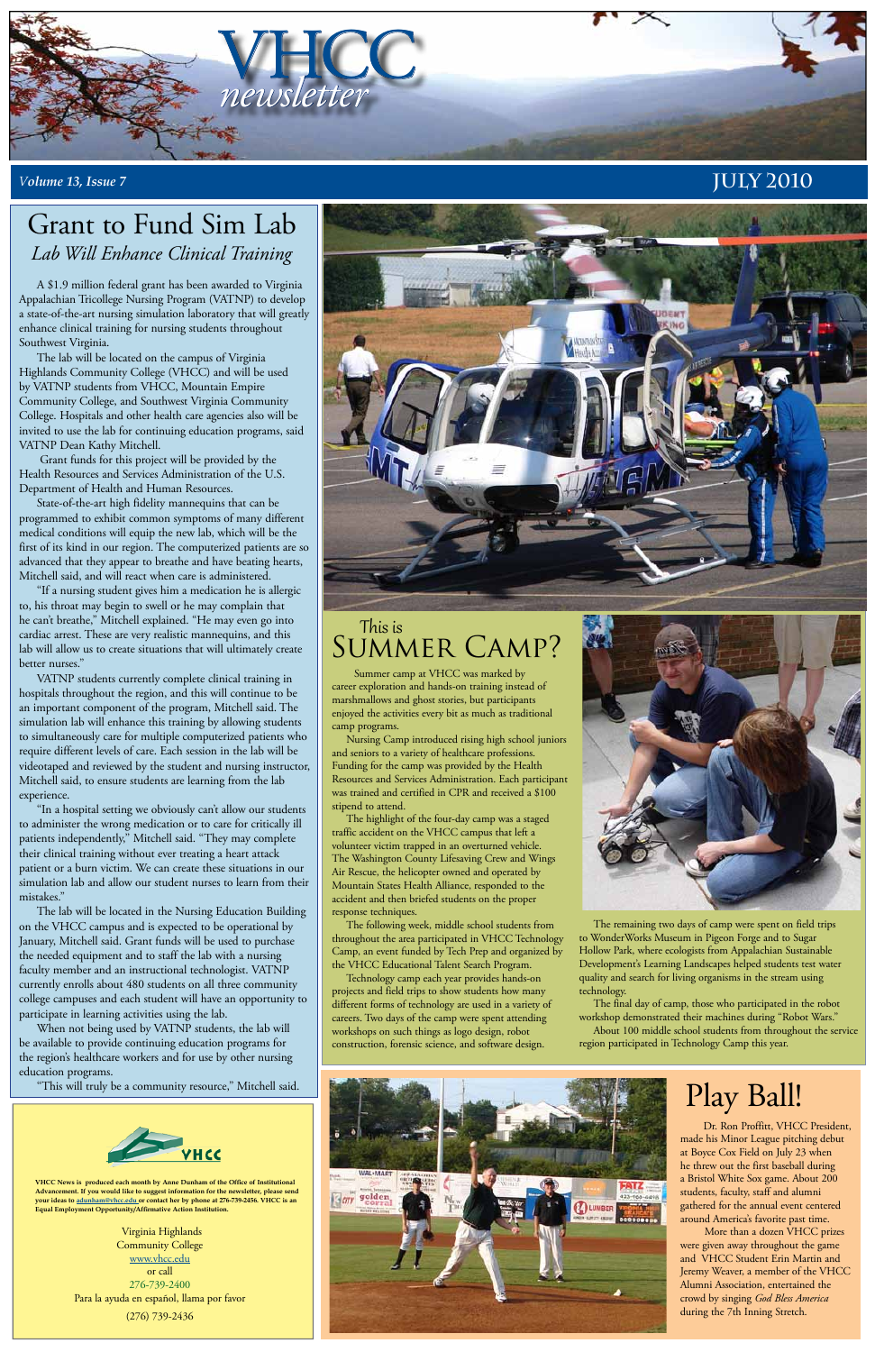# VHCC *newsletter*

*Volume 13, Issue 7* JULY 2010

## Grant to Fund Sim Lab

### *Lab Will Enhance Clinical Training*

A $1.9 million federal grant has been awarded to Virginia Appalachian Tricollege Nursing Program (VATNP) to develop a state-of-the-art nursing simulation laboratory that will greatly enhance clinical training for nursing students throughout Southwest Virginia.

The lab will be located on the campus of Virginia Highlands Community College (VHCC) and will be used by VATNP students from VHCC, Mountain Empire Community College, and Southwest Virginia Community College. Hospitals and other health care agencies also will be invited to use the lab for continuing education programs, said VATNP Dean Kathy Mitchell.

Grant funds for this project will be provided by the Health Resources and Services Administration of the U.S. Department of Health and Human Resources.

State-of-the-art high fidelity mannequins that can be programmed to exhibit common symptoms of many different medical conditions will equip the new lab, which will be the first of its kind in our region. The computerized patients are so advanced that they appear to breathe and have beating hearts, Mitchell said, and will react when care is administered.

"If a nursing student gives him a medication he is allergic to, his throat may begin to swell or he may complain that he can't breathe," Mitchell explained. "He may even go into cardiac arrest. These are very realistic mannequins, and this lab will allow us to create situations that will ultimately create better nurses."

VATNP students currently complete clinical training in hospitals throughout the region, and this will continue to be an important component of the program, Mitchell said. The simulation lab will enhance this training by allowing students to simultaneously care for multiple computerized patients who require different levels of care. Each session in the lab will be videotaped and reviewed by the student and nursing instructor, Mitchell said, to ensure students are learning from the lab experience.

"In a hospital setting we obviously can't allow our students to administer the wrong medication or to care for critically ill patients independently," Mitchell said. "They may complete their clinical training without ever treating a heart attack patient or a burn victim. We can create these situations in our simulation lab and allow our student nurses to learn from their mistakes."

The lab will be located in the Nursing Education Building on the VHCC campus and is expected to be operational by January, Mitchell said. Grant funds will be used to purchase the needed equipment and to staff the lab with a nursing faculty member and an instructional technologist. VATNP currently enrolls about 480 students on all three community college campuses and each student will have an opportunity to participate in learning activities using the lab.

When not being used by VATNP students, the lab will be available to provide continuing education programs for the region's healthcare workers and for use by other nursing education programs.

"This will truly be a community resource," Mitchell said.

## This is SUMMER CAMP?

Summer camp at VHCC was marked by career exploration and hands-on training instead of marshmallows and ghost stories, but participants enjoyed the activities every bit as much as traditional camp programs.

Nursing Camp introduced rising high school juniors and seniors to a variety of healthcare professions. Funding for the camp was provided by the Health Resources and Services Administration. Each participant was trained and certified in CPR and received a $100 stipend to attend.

The highlight of the four-day camp was a staged traffic accident on the VHCC campus that left a volunteer victim trapped in an overturned vehicle. The Washington County Lifesaving Crew and Wings Air Rescue, the helicopter owned and operated by Mountain States Health Alliance, responded to the accident and then briefed students on the proper response techniques.

The following week, middle school students from throughout the area participated in VHCC Technology Camp, an event funded by Tech Prep and organized by the VHCC Educational Talent Search Program.

Technology camp each year provides hands-on projects and field trips to show students how many different forms of technology are used in a variety of careers. Two days of the camp were spent attending workshops on such things as logo design, robot construction, forensic science, and software design.

The remaining two days of camp were spent on field trips to WonderWorks Museum in Pigeon Forge and to Sugar Hollow Park, where ecologists from Appalachian Sustainable Development's Learning Landscapes helped students test water quality and search for living organisms in the stream using technology.

The final day of camp, those who participated in the robot workshop demonstrated their machines during "Robot Wars."

About 100 middle school students from throughout the service region participated in Technology Camp this year.

## Play Ball!

Dr. Ron Proffitt, VHCC President, made his Minor League pitching debut at Boyce Cox Field on July 23 when he threw out the first baseball during a Bristol White Sox game. About 200 students, faculty, staff and alumni gathered for the annual event centered around America's favorite past time.

More than a dozen VHCC prizes were given away throughout the game and VHCC Student Erin Martin and Jeremy Weaver, a member of the VHCC Alumni Association, entertained the crowd by singing *God Bless America* during the 7th Inning Stretch.

---

VHCC

**VHCC News is produced each month by Anne Dunham of the Office of Institutional Advancement. If you would like to suggest information for the newsletter, please send your ideas to adunham@vhcc.edu or contact her by phone at 276-739-2456. VHCC is an Equal Employment Opportunity/Affirmative Action Institution.**

Virginia Highlands Community College
www.vhcc.edu
or call
276-739-2400
Para la ayuda en español, llama por favor
(276) 739-2436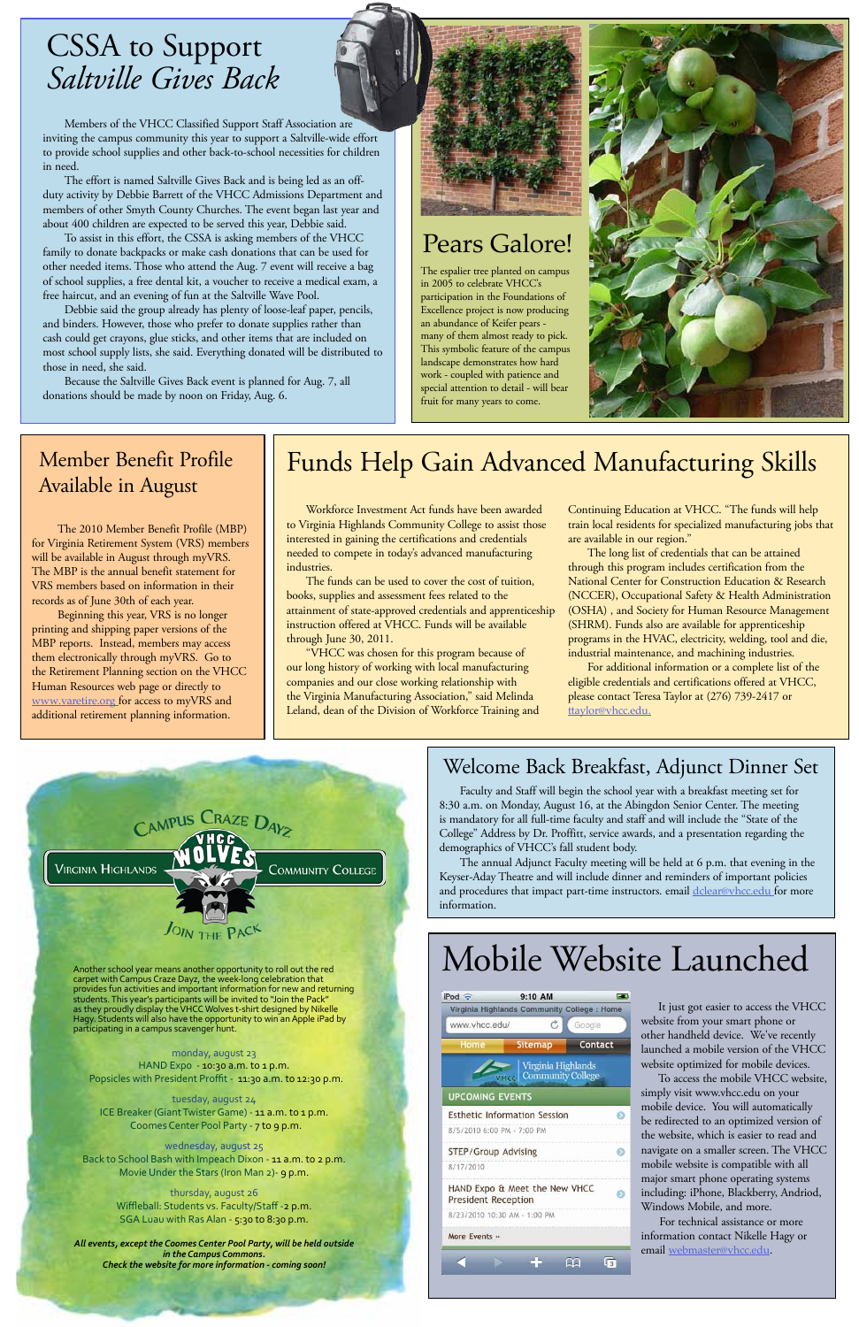# CSSA to Support *Saltville Gives Back*

Members of the VHCC Classified Support Staff Association are inviting the campus community this year to support a Saltville-wide effort to provide school supplies and other back-to-school necessities for children in need.

The effort is named Saltville Gives Back and is being led as an off-duty activity by Debbie Barrett of the VHCC Admissions Department and members of other Smyth County Churches. The event began last year and about 400 children are expected to be served this year, Debbie said.

To assist in this effort, the CSSA is asking members of the VHCC family to donate backpacks or make cash donations that can be used for other needed items. Those who attend the Aug. 7 event will receive a bag of school supplies, a free dental kit, a voucher to receive a medical exam, a free haircut, and an evening of fun at the Saltville Wave Pool.

Debbie said the group already has plenty of loose-leaf paper, pencils, and binders. However, those who prefer to donate supplies rather than cash could get crayons, glue sticks, and other items that are included on most school supply lists, she said. Everything donated will be distributed to those in need, she said.

Because the Saltville Gives Back event is planned for Aug. 7, all donations should be made by noon on Friday, Aug. 6.

# Pears Galore!

The espalier tree planted on campus in 2005 to celebrate VHCC's participation in the Foundations of Excellence project is now producing an abundance of Keifer pears - many of them almost ready to pick. This symbolic feature of the campus landscape demonstrates how hard work - coupled with patience and special attention to detail - will bear fruit for many years to come.

# Member Benefit Profile Available in August

The 2010 Member Benefit Profile (MBP) for Virginia Retirement System (VRS) members will be available in August through myVRS. The MBP is the annual benefit statement for VRS members based on information in their records as of June 30th of each year.

Beginning this year, VRS is no longer printing and shipping paper versions of the MBP reports. Instead, members may access them electronically through myVRS. Go to the Retirement Planning section on the VHCC Human Resources web page or directly to www.varetire.org for access to myVRS and additional retirement planning information.

# Funds Help Gain Advanced Manufacturing Skills

Workforce Investment Act funds have been awarded to Virginia Highlands Community College to assist those interested in gaining the certifications and credentials needed to compete in today's advanced manufacturing industries.

The funds can be used to cover the cost of tuition, books, supplies and assessment fees related to the attainment of state-approved credentials and apprenticeship instruction offered at VHCC. Funds will be available through June 30, 2011.

"VHCC was chosen for this program because of our long history of working with local manufacturing companies and our close working relationship with the Virginia Manufacturing Association," said Melinda Leland, dean of the Division of Workforce Training and Continuing Education at VHCC. "The funds will help train local residents for specialized manufacturing jobs that are available in our region."

The long list of credentials that can be attained through this program includes certification from the National Center for Construction Education & Research (NCCER), Occupational Safety & Health Administration (OSHA) , and Society for Human Resource Management (SHRM). Funds also are available for apprenticeship programs in the HVAC, electricity, welding, tool and die, industrial maintenance, and machining industries.

For additional information or a complete list of the eligible credentials and certifications offered at VHCC, please contact Teresa Taylor at (276) 739-2417 or ttaylor@vhcc.edu.

## Campus Craze Dayz

Virginia Highlands Community College — VHCC Wolves — Join the Pack

Another school year means another opportunity to roll out the red carpet with Campus Craze Dayz, the week-long celebration that provides fun activities and important information for new and returning students. This year's participants will be invited to "Join the Pack" as they proudly display the VHCC Wolves t-shirt designed by Nikelle Hagy. Students will also have the opportunity to win an Apple iPad by participating in a campus scavenger hunt.

monday, august 23
HAND Expo - 10:30 a.m. to 1 p.m.
Popsicles with President Proffit - 11:30 a.m. to 12:30 p.m.

tuesday, august 24
ICE Breaker (Giant Twister Game) - 11 a.m. to 1 p.m.
Coomes Center Pool Party - 7 to 9 p.m.

wednesday, august 25
Back to School Bash with Impeach Dixon - 11 a.m. to 2 p.m.
Movie Under the Stars (Iron Man 2)- 9 p.m.

thursday, august 26
Wiffleball: Students vs. Faculty/Staff - 2 p.m.
SGA Luau with Ras Alan - 5:30 to 8:30 p.m.

***All events, except the Coomes Center Pool Party, will be held outside in the Campus Commons. Check the website for more information - coming soon!***

# Welcome Back Breakfast, Adjunct Dinner Set

Faculty and Staff will begin the school year with a breakfast meeting set for 8:30 a.m. on Monday, August 16, at the Abingdon Senior Center. The meeting is mandatory for all full-time faculty and staff and will include the "State of the College" Address by Dr. Proffitt, service awards, and a presentation regarding the demographics of VHCC's fall student body.

The annual Adjunct Faculty meeting will be held at 6 p.m. that evening in the Keyser-Aday Theatre and will include dinner and reminders of important policies and procedures that impact part-time instructors. email dclear@vhcc.edu for more information.

# Mobile Website Launched

iPod 9:10 AM
Virginia Highlands Community College : Home
www.vhcc.edu/
Home | Sitemap | Contact
Virginia Highlands Community College
UPCOMING EVENTS
Esthetic Information Session
8/5/2010 6:00 PM - 7:00 PM
STEP/Group Advising
8/17/2010
HAND Expo & Meet the New VHCC President Reception
8/23/2010 10:30 AM - 1:00 PM
More Events »

It just got easier to access the VHCC website from your smart phone or other handheld device. We've recently launched a mobile version of the VHCC website optimized for mobile devices.

To access the mobile VHCC website, simply visit www.vhcc.edu on your mobile device. You will automatically be redirected to an optimized version of the website, which is easier to read and navigate on a smaller screen. The VHCC mobile website is compatible with all major smart phone operating systems including: iPhone, Blackberry, Andriod, Windows Mobile, and more.

For technical assistance or more information contact Nikelle Hagy or email webmaster@vhcc.edu.